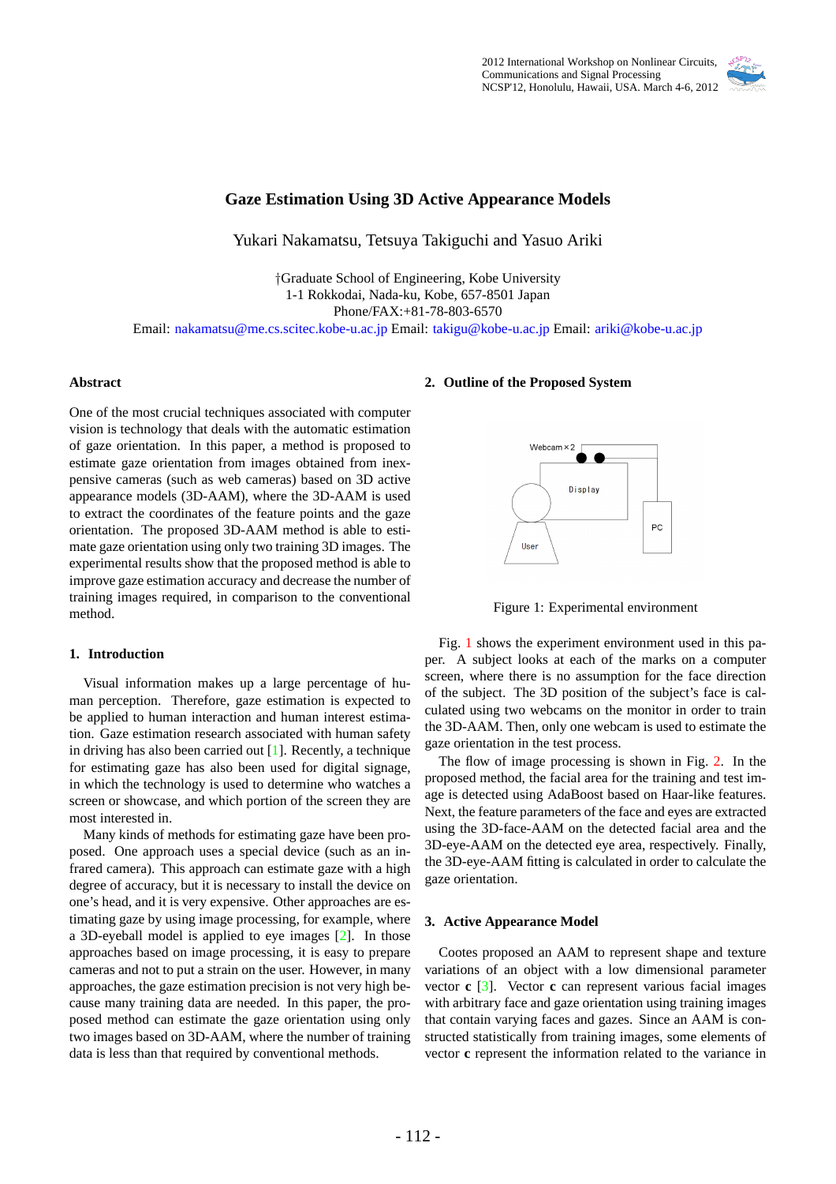# Gaze Estimation Using 3D Active Appearance Models

Yukari Nakamatsu, Tetsuya Takiguchi and Yasuo Ariki

†Graduate School of Engineering, Kobe University
1-1 Rokkodai, Nada-ku, Kobe, 657-8501 Japan
Phone/FAX:+81-78-803-6570
Email: nakamatsu@me.cs.scitec.kobe-u.ac.jp Email: takigu@kobe-u.ac.jp Email: ariki@kobe-u.ac.jp

### Abstract

One of the most crucial techniques associated with computer vision is technology that deals with the automatic estimation of gaze orientation. In this paper, a method is proposed to estimate gaze orientation from images obtained from inexpensive cameras (such as web cameras) based on 3D active appearance models (3D-AAM), where the 3D-AAM is used to extract the coordinates of the feature points and the gaze orientation. The proposed 3D-AAM method is able to estimate gaze orientation using only two training 3D images. The experimental results show that the proposed method is able to improve gaze estimation accuracy and decrease the number of training images required, in comparison to the conventional method.

## 1. Introduction

Visual information makes up a large percentage of human perception. Therefore, gaze estimation is expected to be applied to human interaction and human interest estimation. Gaze estimation research associated with human safety in driving has also been carried out [1]. Recently, a technique for estimating gaze has also been used for digital signage, in which the technology is used to determine who watches a screen or showcase, and which portion of the screen they are most interested in.

Many kinds of methods for estimating gaze have been proposed. One approach uses a special device (such as an infrared camera). This approach can estimate gaze with a high degree of accuracy, but it is necessary to install the device on one's head, and it is very expensive. Other approaches are estimating gaze by using image processing, for example, where a 3D-eyeball model is applied to eye images [2]. In those approaches based on image processing, it is easy to prepare cameras and not to put a strain on the user. However, in many approaches, the gaze estimation precision is not very high because many training data are needed. In this paper, the proposed method can estimate the gaze orientation using only two images based on 3D-AAM, where the number of training data is less than that required by conventional methods.

## 2. Outline of the Proposed System

Figure 1: Experimental environment

Fig. 1 shows the experiment environment used in this paper. A subject looks at each of the marks on a computer screen, where there is no assumption for the face direction of the subject. The 3D position of the subject's face is calculated using two webcams on the monitor in order to train the 3D-AAM. Then, only one webcam is used to estimate the gaze orientation in the test process.

The flow of image processing is shown in Fig. 2. In the proposed method, the facial area for the training and test image is detected using AdaBoost based on Haar-like features. Next, the feature parameters of the face and eyes are extracted using the 3D-face-AAM on the detected facial area and the 3D-eye-AAM on the detected eye area, respectively. Finally, the 3D-eye-AAM fitting is calculated in order to calculate the gaze orientation.

## 3. Active Appearance Model

Cootes proposed an AAM to represent shape and texture variations of an object with a low dimensional parameter vector **c** [3]. Vector **c** can represent various facial images with arbitrary face and gaze orientation using training images that contain varying faces and gazes. Since an AAM is constructed statistically from training images, some elements of vector **c** represent the information related to the variance in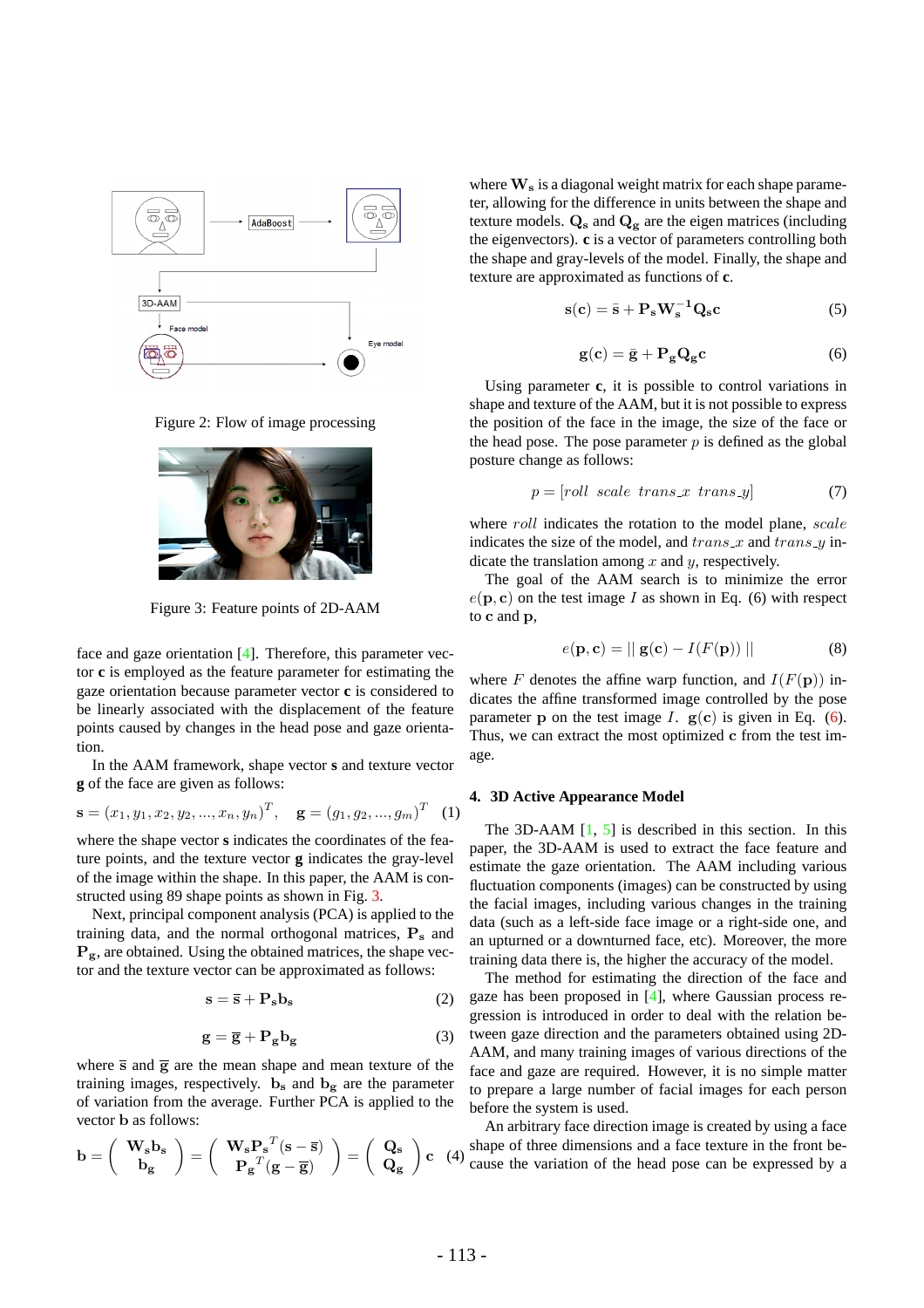Figure 2: Flow of image processing

Figure 3: Feature points of 2D-AAM

face and gaze orientation [4]. Therefore, this parameter vector **c** is employed as the feature parameter for estimating the gaze orientation because parameter vector **c** is considered to be linearly associated with the displacement of the feature points caused by changes in the head pose and gaze orientation.

In the AAM framework, shape vector **s** and texture vector **g** of the face are given as follows:

$$\mathbf{s} = (x_1, y_1, x_2, y_2, ..., x_n, y_n)^T, \quad \mathbf{g} = (g_1, g_2, ..., g_m)^T \quad (1)$$

where the shape vector **s** indicates the coordinates of the feature points, and the texture vector **g** indicates the gray-level of the image within the shape. In this paper, the AAM is constructed using 89 shape points as shown in Fig. 3.

Next, principal component analysis (PCA) is applied to the training data, and the normal orthogonal matrices, $\mathbf{P_s}$ and $\mathbf{P_g}$, are obtained. Using the obtained matrices, the shape vector and the texture vector can be approximated as follows:

$$\mathbf{s} = \bar{\mathbf{s}} + \mathbf{P_s b_s} \quad (2)$$

$$\mathbf{g} = \bar{\mathbf{g}} + \mathbf{P_g b_g} \quad (3)$$

where $\bar{\mathbf{s}}$ and $\bar{\mathbf{g}}$ are the mean shape and mean texture of the training images, respectively. $\mathbf{b_s}$ and $\mathbf{b_g}$ are the parameter of variation from the average. Further PCA is applied to the vector **b** as follows:

$$\mathbf{b} = \begin{pmatrix} \mathbf{W_s b_s} \\ \mathbf{b_g} \end{pmatrix} = \begin{pmatrix} \mathbf{W_s P_s}^T(\mathbf{s} - \bar{\mathbf{s}}) \\ \mathbf{P_g}^T(\mathbf{g} - \bar{\mathbf{g}}) \end{pmatrix} = \begin{pmatrix} \mathbf{Q_s} \\ \mathbf{Q_g} \end{pmatrix} \mathbf{c} \quad (4)$$

where $\mathbf{W_s}$ is a diagonal weight matrix for each shape parameter, allowing for the difference in units between the shape and texture models. $\mathbf{Q_s}$ and $\mathbf{Q_g}$ are the eigen matrices (including the eigenvectors). **c** is a vector of parameters controlling both the shape and gray-levels of the model. Finally, the shape and texture are approximated as functions of **c**.

$$\mathbf{s(c)} = \bar{\mathbf{s}} + \mathbf{P_s W_s}^{-1}\mathbf{Q_s c} \quad (5)$$

$$\mathbf{g(c)} = \bar{\mathbf{g}} + \mathbf{P_g Q_g c} \quad (6)$$

Using parameter **c**, it is possible to control variations in shape and texture of the AAM, but it is not possible to express the position of the face in the image, the size of the face or the head pose. The pose parameter $p$ is defined as the global posture change as follows:

$$p = [roll \;\; scale \;\; trans\_x \;\; trans\_y] \quad (7)$$

where $roll$ indicates the rotation to the model plane, $scale$ indicates the size of the model, and $trans\_x$ and $trans\_y$ indicate the translation among $x$ and $y$, respectively.

The goal of the AAM search is to minimize the error $e(\mathbf{p}, \mathbf{c})$ on the test image $I$ as shown in Eq. (6) with respect to **c** and **p**,

$$e(\mathbf{p}, \mathbf{c}) = || \, \mathbf{g}(\mathbf{c}) - I(F(\mathbf{p})) \, || \quad (8)$$

where $F$ denotes the affine warp function, and $I(F(\mathbf{p}))$ indicates the affine transformed image controlled by the pose parameter **p** on the test image $I$. $\mathbf{g}(\mathbf{c})$ is given in Eq. (6). Thus, we can extract the most optimized **c** from the test image.

### 4. 3D Active Appearance Model

The 3D-AAM [1, 5] is described in this section. In this paper, the 3D-AAM is used to extract the face feature and estimate the gaze orientation. The AAM including various fluctuation components (images) can be constructed by using the facial images, including various changes in the training data (such as a left-side face image or a right-side one, and an upturned or a downturned face, etc). Moreover, the more training data there is, the higher the accuracy of the model.

The method for estimating the direction of the face and gaze has been proposed in [4], where Gaussian process regression is introduced in order to deal with the relation between gaze direction and the parameters obtained using 2D-AAM, and many training images of various directions of the face and gaze are required. However, it is no simple matter to prepare a large number of facial images for each person before the system is used.

An arbitrary face direction image is created by using a face shape of three dimensions and a face texture in the front because the variation of the head pose can be expressed by a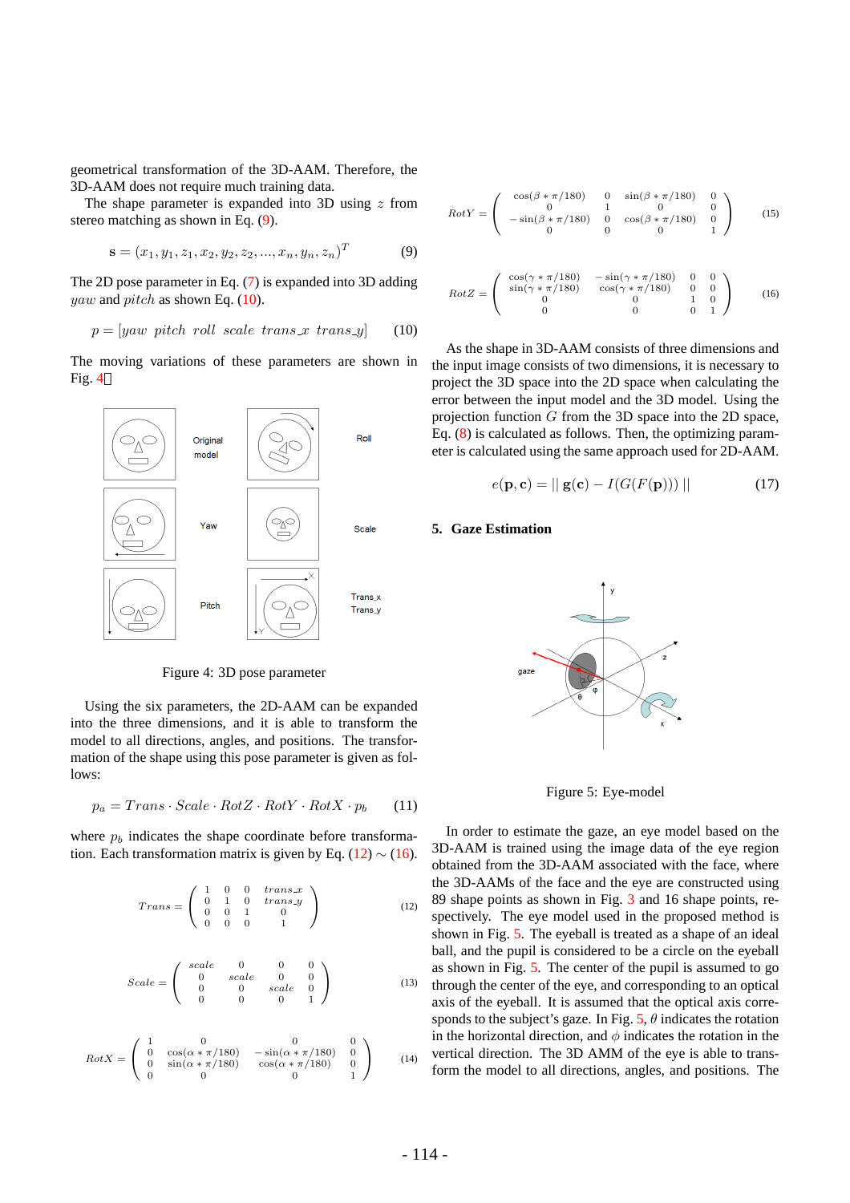geometrical transformation of the 3D-AAM. Therefore, the 3D-AAM does not require much training data.

The shape parameter is expanded into 3D using $z$ from stereo matching as shown in Eq. (9).

$$\mathbf{s} = (x_1, y_1, z_1, x_2, y_2, z_2, ..., x_n, y_n, z_n)^T \tag{9}$$

The 2D pose parameter in Eq. (7) is expanded into 3D adding $yaw$ and $pitch$ as shown Eq. (10).

$$p = [yaw \ \ pitch \ \ roll \ \ scale \ \ trans\_x \ \ trans\_y] \tag{10}$$

The moving variations of these parameters are shown in Fig. 4.

Figure 4: 3D pose parameter

Using the six parameters, the 2D-AAM can be expanded into the three dimensions, and it is able to transform the model to all directions, angles, and positions. The transformation of the shape using this pose parameter is given as follows:

$$p_a = Trans \cdot Scale \cdot RotZ \cdot RotY \cdot RotX \cdot p_b \tag{11}$$

where $p_b$ indicates the shape coordinate before transformation. Each transformation matrix is given by Eq. (12) $\sim$ (16).

$$Trans = \begin{pmatrix} 1 & 0 & 0 & trans\_x \\ 0 & 1 & 0 & trans\_y \\ 0 & 0 & 1 & 0 \\ 0 & 0 & 0 & 1 \end{pmatrix} \tag{12}$$

$$Scale = \begin{pmatrix} scale & 0 & 0 & 0 \\ 0 & scale & 0 & 0 \\ 0 & 0 & scale & 0 \\ 0 & 0 & 0 & 1 \end{pmatrix} \tag{13}$$

$$RotX = \begin{pmatrix} 1 & 0 & 0 & 0 \\ 0 & \cos(\alpha * \pi/180) & -\sin(\alpha * \pi/180) & 0 \\ 0 & \sin(\alpha * \pi/180) & \cos(\alpha * \pi/180) & 0 \\ 0 & 0 & 0 & 1 \end{pmatrix} \tag{14}$$

$$RotY = \begin{pmatrix} \cos(\beta * \pi/180) & 0 & \sin(\beta * \pi/180) & 0 \\ 0 & 1 & 0 & 0 \\ -\sin(\beta * \pi/180) & 0 & \cos(\beta * \pi/180) & 0 \\ 0 & 0 & 0 & 1 \end{pmatrix} \tag{15}$$

$$RotZ = \begin{pmatrix} \cos(\gamma * \pi/180) & -\sin(\gamma * \pi/180) & 0 & 0 \\ \sin(\gamma * \pi/180) & \cos(\gamma * \pi/180) & 0 & 0 \\ 0 & 0 & 1 & 0 \\ 0 & 0 & 0 & 1 \end{pmatrix} \tag{16}$$

As the shape in 3D-AAM consists of three dimensions and the input image consists of two dimensions, it is necessary to project the 3D space into the 2D space when calculating the error between the input model and the 3D model. Using the projection function $G$ from the 3D space into the 2D space, Eq. (8) is calculated as follows. Then, the optimizing parameter is calculated using the same approach used for 2D-AAM.

$$e(\mathbf{p}, \mathbf{c}) = || \, \mathbf{g}(\mathbf{c}) - I(G(F(\mathbf{p}))) \, || \tag{17}$$

## 5. Gaze Estimation

Figure 5: Eye-model

In order to estimate the gaze, an eye model based on the 3D-AAM is trained using the image data of the eye region obtained from the 3D-AAM associated with the face, where the 3D-AAMs of the face and the eye are constructed using 89 shape points as shown in Fig. 3 and 16 shape points, respectively. The eye model used in the proposed method is shown in Fig. 5. The eyeball is treated as a shape of an ideal ball, and the pupil is considered to be a circle on the eyeball as shown in Fig. 5. The center of the pupil is assumed to go through the center of the eye, and corresponding to an optical axis of the eyeball. It is assumed that the optical axis corresponds to the subject's gaze. In Fig. 5, $\theta$ indicates the rotation in the horizontal direction, and $\phi$ indicates the rotation in the vertical direction. The 3D AMM of the eye is able to transform the model to all directions, angles, and positions. The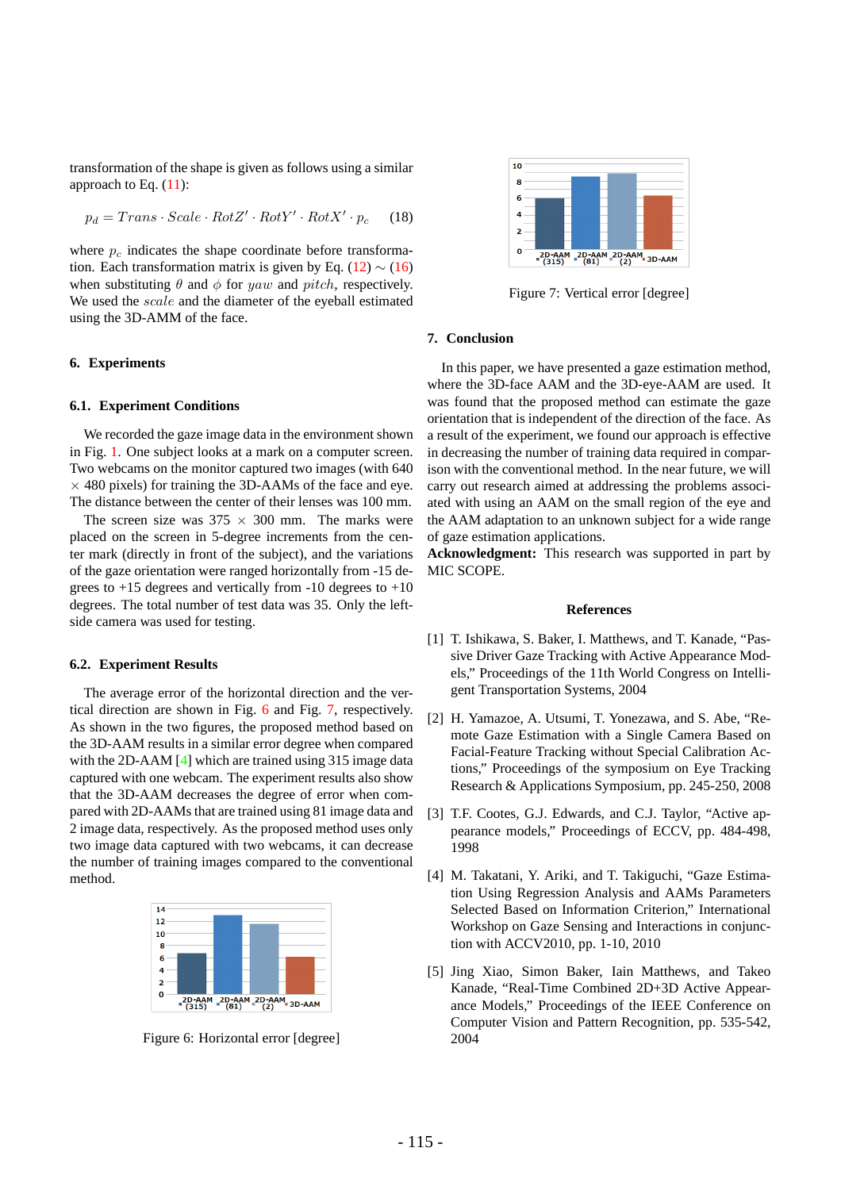transformation of the shape is given as follows using a similar approach to Eq. (11):

$$p_d = Trans \cdot Scale \cdot RotZ' \cdot RotY' \cdot RotX' \cdot p_c \quad (18)$$

where $p_c$ indicates the shape coordinate before transformation. Each transformation matrix is given by Eq. (12) $\sim$ (16) when substituting $\theta$ and $\phi$ for $yaw$ and $pitch$, respectively. We used the $scale$ and the diameter of the eyeball estimated using the 3D-AMM of the face.

## 6. Experiments

### 6.1. Experiment Conditions

We recorded the gaze image data in the environment shown in Fig. 1. One subject looks at a mark on a computer screen. Two webcams on the monitor captured two images (with 640 $\times$ 480 pixels) for training the 3D-AAMs of the face and eye. The distance between the center of their lenses was 100 mm.

The screen size was 375 $\times$ 300 mm. The marks were placed on the screen in 5-degree increments from the center mark (directly in front of the subject), and the variations of the gaze orientation were ranged horizontally from -15 degrees to +15 degrees and vertically from -10 degrees to +10 degrees. The total number of test data was 35. Only the left-side camera was used for testing.

### 6.2. Experiment Results

The average error of the horizontal direction and the vertical direction are shown in Fig. 6 and Fig. 7, respectively. As shown in the two figures, the proposed method based on the 3D-AAM results in a similar error degree when compared with the 2D-AAM [4] which are trained using 315 image data captured with one webcam. The experiment results also show that the 3D-AAM decreases the degree of error when compared with 2D-AAMs that are trained using 81 image data and 2 image data, respectively. As the proposed method uses only two image data captured with two webcams, it can decrease the number of training images compared to the conventional method.

14
12
10
8
6
4
2
0
2D-AAM (315)
2D-AAM (81)
2D-AAM (2)
3D-AAM

Figure 6: Horizontal error [degree]

10
8
6
4
2
0
2D-AAM (315)
2D-AAM (81)
2D-AAM (2)
3D-AAM

Figure 7: Vertical error [degree]

## 7. Conclusion

In this paper, we have presented a gaze estimation method, where the 3D-face AAM and the 3D-eye-AAM are used. It was found that the proposed method can estimate the gaze orientation that is independent of the direction of the face. As a result of the experiment, we found our approach is effective in decreasing the number of training data required in comparison with the conventional method. In the near future, we will carry out research aimed at addressing the problems associated with using an AAM on the small region of the eye and the AAM adaptation to an unknown subject for a wide range of gaze estimation applications.

**Acknowledgment:** This research was supported in part by MIC SCOPE.

## References

[1] T. Ishikawa, S. Baker, I. Matthews, and T. Kanade, "Passive Driver Gaze Tracking with Active Appearance Models," Proceedings of the 11th World Congress on Intelligent Transportation Systems, 2004

[2] H. Yamazoe, A. Utsumi, T. Yonezawa, and S. Abe, "Remote Gaze Estimation with a Single Camera Based on Facial-Feature Tracking without Special Calibration Actions," Proceedings of the symposium on Eye Tracking Research & Applications Symposium, pp. 245-250, 2008

[3] T.F. Cootes, G.J. Edwards, and C.J. Taylor, "Active appearance models," Proceedings of ECCV, pp. 484-498, 1998

[4] M. Takatani, Y. Ariki, and T. Takiguchi, "Gaze Estimation Using Regression Analysis and AAMs Parameters Selected Based on Information Criterion," International Workshop on Gaze Sensing and Interactions in conjunction with ACCV2010, pp. 1-10, 2010

[5] Jing Xiao, Simon Baker, Iain Matthews, and Takeo Kanade, "Real-Time Combined 2D+3D Active Appearance Models," Proceedings of the IEEE Conference on Computer Vision and Pattern Recognition, pp. 535-542, 2004